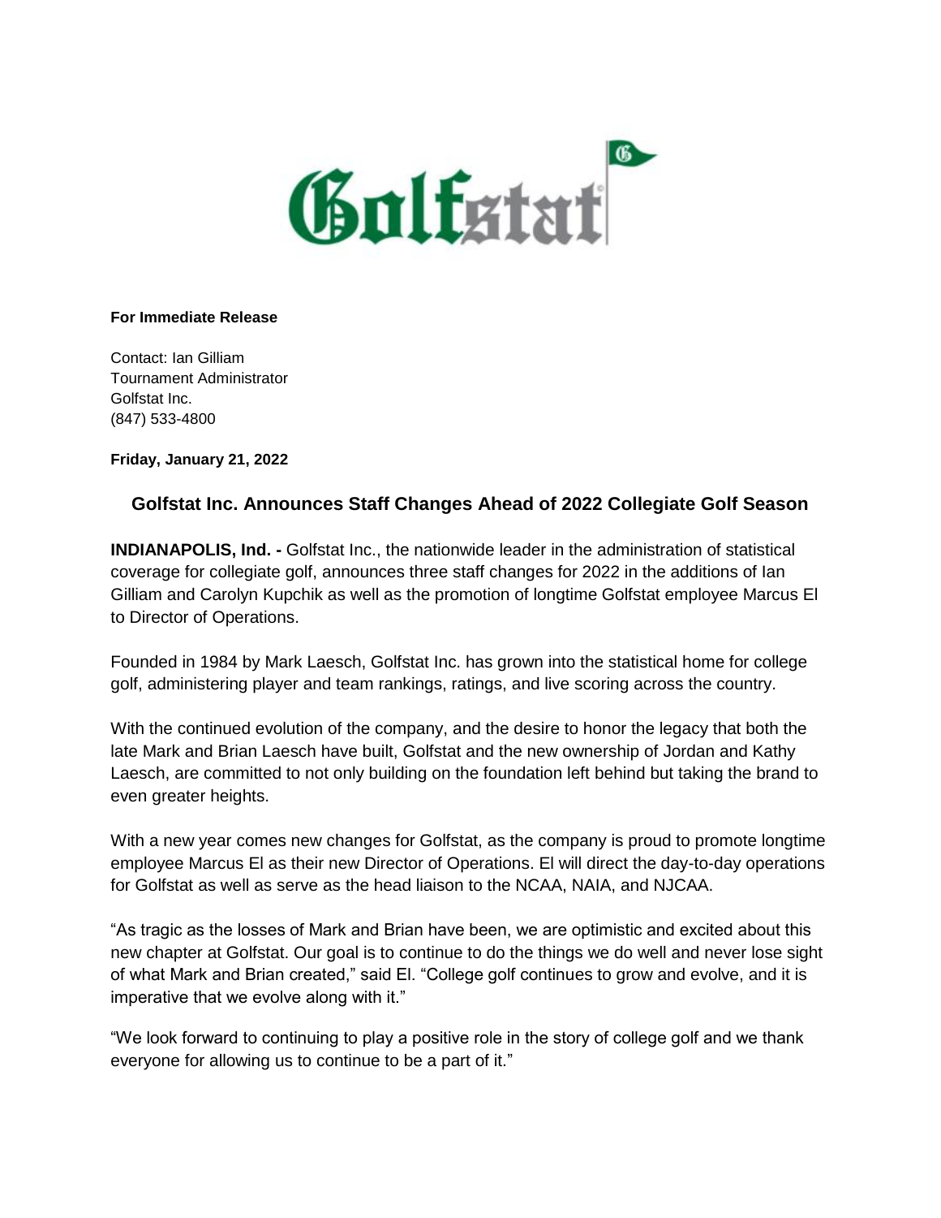**For Immediate Release**

Contact: Ian Gilliam
Tournament Administrator
Golfstat Inc.
(847) 533-4800

**Friday, January 21, 2022**

## Golfstat Inc. Announces Staff Changes Ahead of 2022 Collegiate Golf Season

**INDIANAPOLIS, Ind. -** Golfstat Inc., the nationwide leader in the administration of statistical coverage for collegiate golf, announces three staff changes for 2022 in the additions of Ian Gilliam and Carolyn Kupchik as well as the promotion of longtime Golfstat employee Marcus El to Director of Operations.

Founded in 1984 by Mark Laesch, Golfstat Inc. has grown into the statistical home for college golf, administering player and team rankings, ratings, and live scoring across the country.

With the continued evolution of the company, and the desire to honor the legacy that both the late Mark and Brian Laesch have built, Golfstat and the new ownership of Jordan and Kathy Laesch, are committed to not only building on the foundation left behind but taking the brand to even greater heights.

With a new year comes new changes for Golfstat, as the company is proud to promote longtime employee Marcus El as their new Director of Operations. El will direct the day-to-day operations for Golfstat as well as serve as the head liaison to the NCAA, NAIA, and NJCAA.

"As tragic as the losses of Mark and Brian have been, we are optimistic and excited about this new chapter at Golfstat. Our goal is to continue to do the things we do well and never lose sight of what Mark and Brian created," said El. "College golf continues to grow and evolve, and it is imperative that we evolve along with it."

"We look forward to continuing to play a positive role in the story of college golf and we thank everyone for allowing us to continue to be a part of it."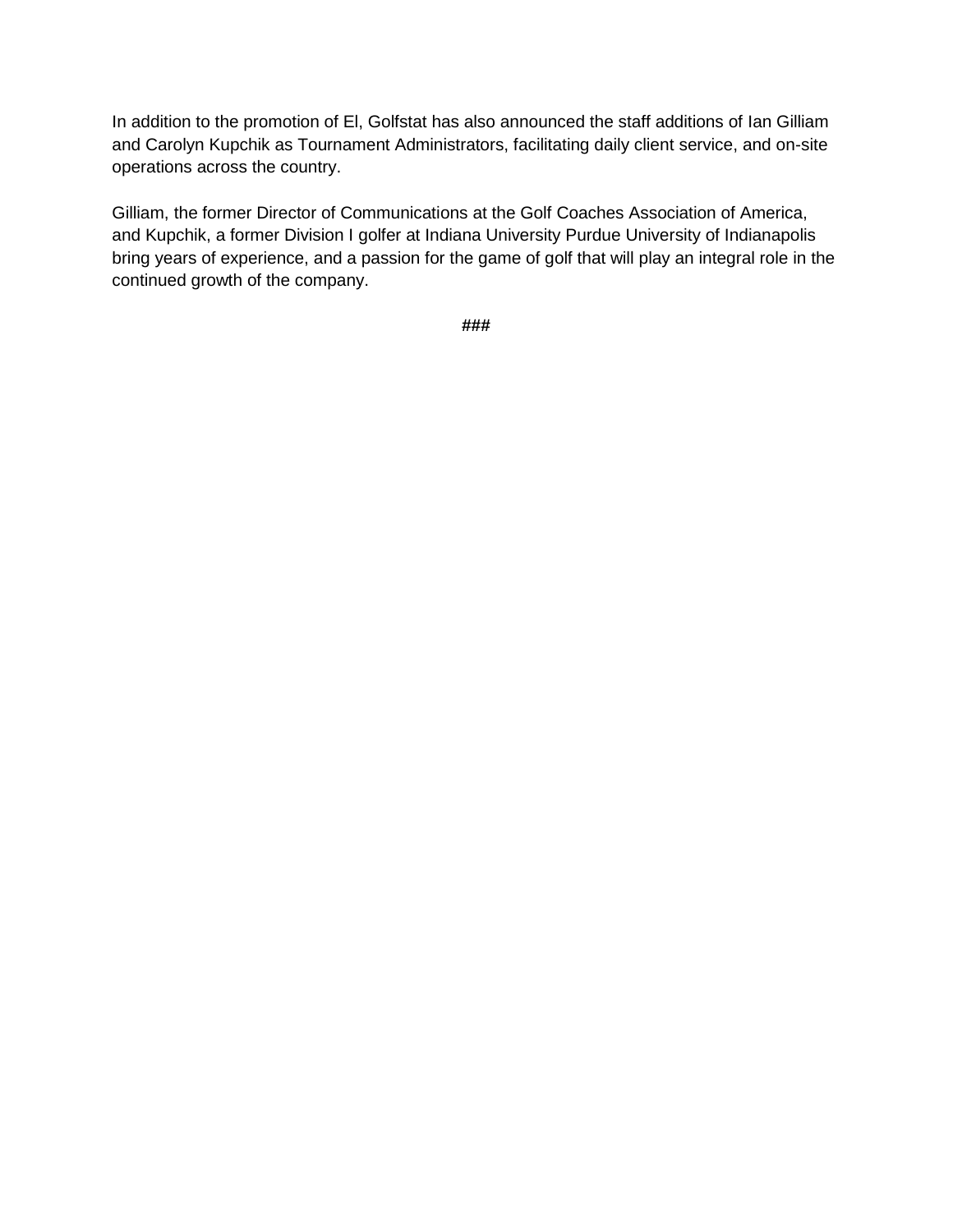In addition to the promotion of El, Golfstat has also announced the staff additions of Ian Gilliam and Carolyn Kupchik as Tournament Administrators, facilitating daily client service, and on-site operations across the country.

Gilliam, the former Director of Communications at the Golf Coaches Association of America, and Kupchik, a former Division I golfer at Indiana University Purdue University of Indianapolis bring years of experience, and a passion for the game of golf that will play an integral role in the continued growth of the company.

###